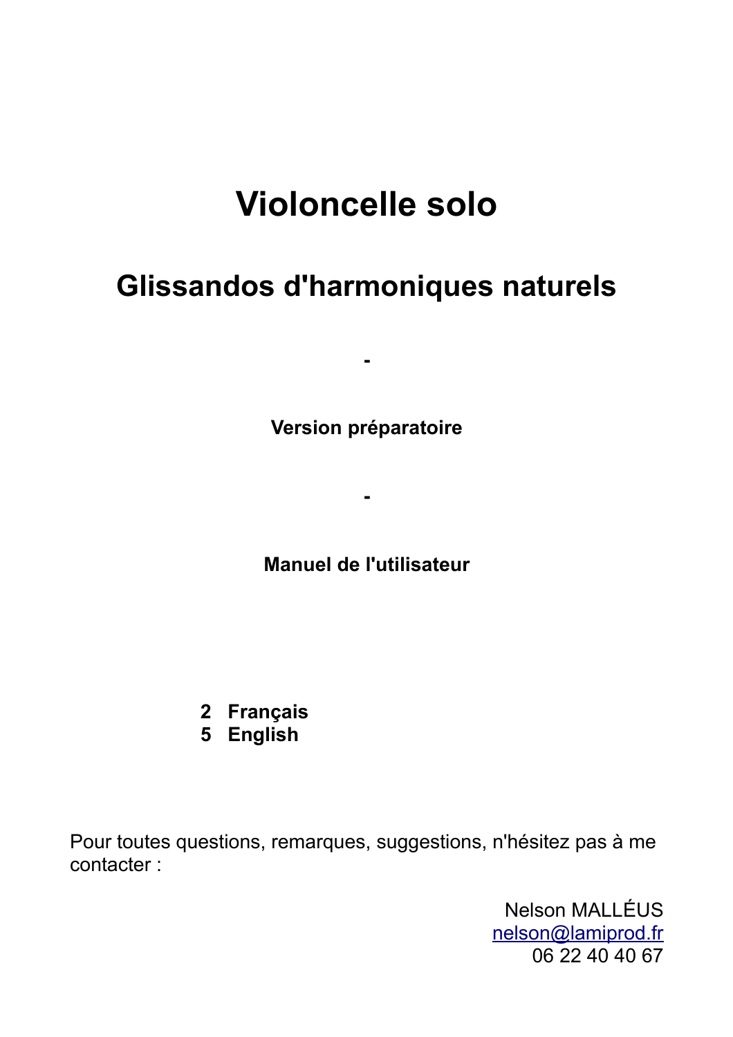# Violoncelle solo

## Glissandos d'harmoniques naturels

-

**Version préparatoire**

-

**Manuel de l'utilisateur**

**2 Français**
**5 English**

Pour toutes questions, remarques, suggestions, n'hésitez pas à me contacter :

Nelson MALLÉUS
nelson@lamiprod.fr
06 22 40 40 67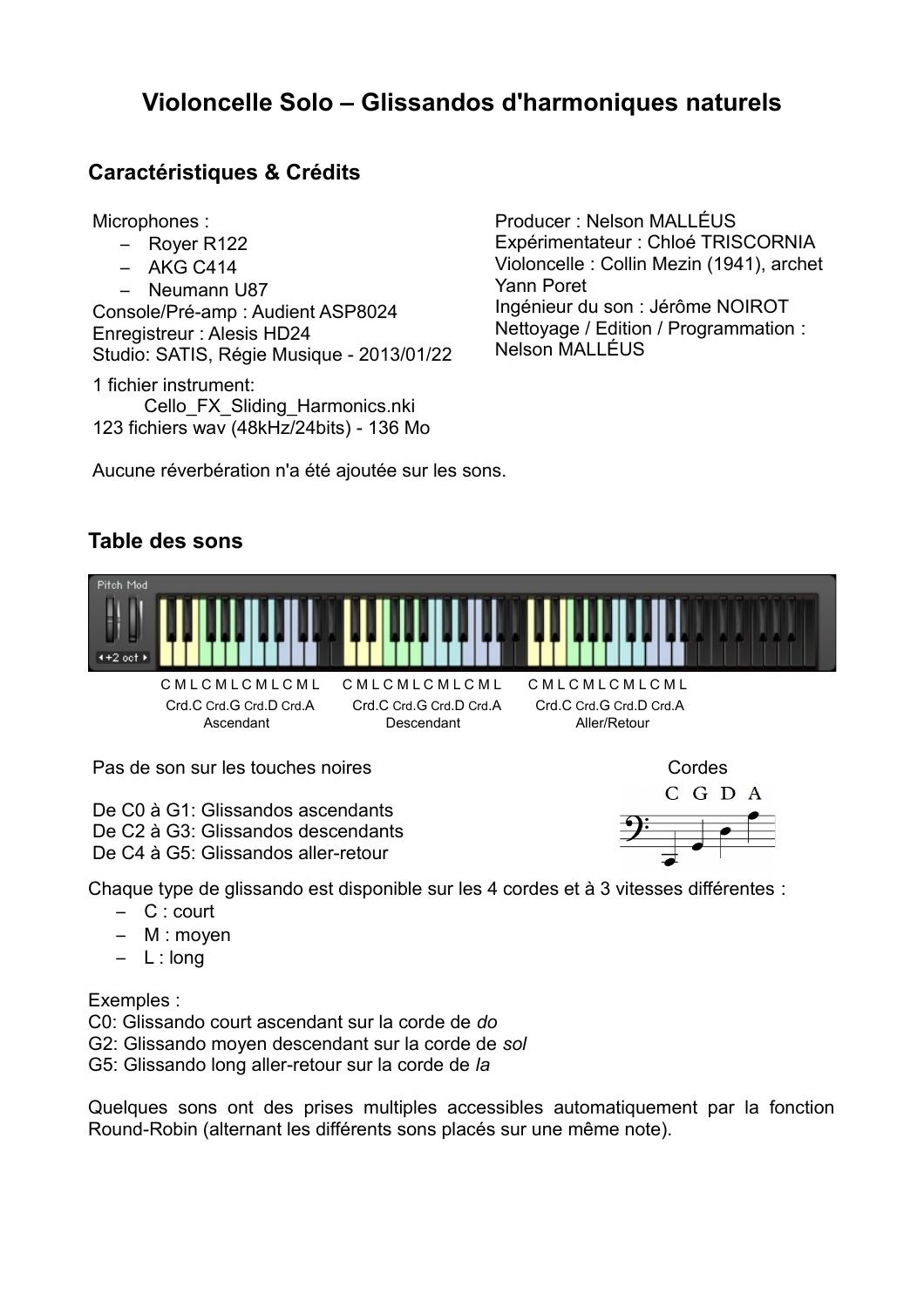# Violoncelle Solo – Glissandos d'harmoniques naturels

## Caractéristiques & Crédits

Microphones :
- Royer R122
- AKG C414
- Neumann U87

Console/Pré-amp : Audient ASP8024
Enregistreur : Alesis HD24
Studio: SATIS, Régie Musique - 2013/01/22

Producer : Nelson MALLÉUS
Expérimentateur : Chloé TRISCORNIA
Violoncelle : Collin Mezin (1941), archet Yann Poret
Ingénieur du son : Jérôme NOIROT
Nettoyage / Edition / Programmation : Nelson MALLÉUS

1 fichier instrument:
Cello_FX_Sliding_Harmonics.nki
123 fichiers wav (48kHz/24bits) - 136 Mo

Aucune réverbération n'a été ajoutée sur les sons.

## Table des sons

Pitch Mod
+2 oct

C M L C M L C M L C M L — Crd.C Crd.G Crd.D Crd.A — Ascendant

C M L C M L C M L C M L — Crd.C Crd.G Crd.D Crd.A — Descendant

C M L C M L C M L C M L — Crd.C Crd.G Crd.D Crd.A — Aller/Retour

Pas de son sur les touches noires

De C0 à G1: Glissandos ascendants
De C2 à G3: Glissandos descendants
De C4 à G5: Glissandos aller-retour

Cordes
C G D A

Chaque type de glissando est disponible sur les 4 cordes et à 3 vitesses différentes :
- C : court
- M : moyen
- L : long

Exemples :
C0: Glissando court ascendant sur la corde de *do*
G2: Glissando moyen descendant sur la corde de *sol*
G5: Glissando long aller-retour sur la corde de *la*

Quelques sons ont des prises multiples accessibles automatiquement par la fonction Round-Robin (alternant les différents sons placés sur une même note).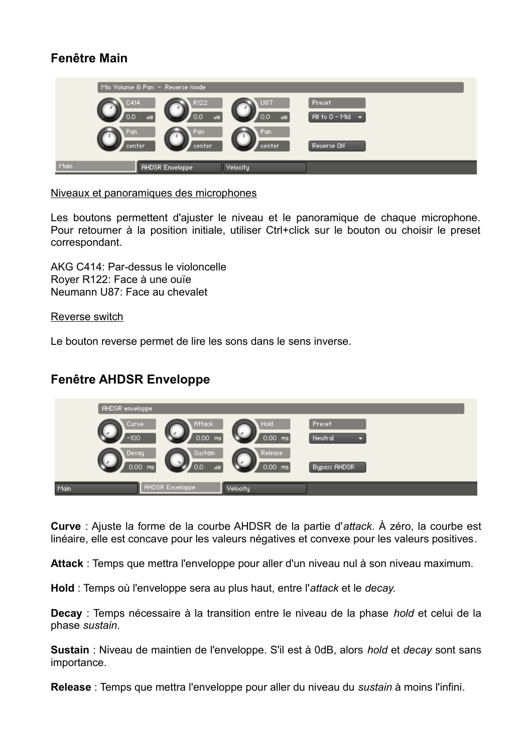## Fenêtre Main

Niveaux et panoramiques des microphones

Les boutons permettent d'ajuster le niveau et le panoramique de chaque microphone. Pour retourner à la position initiale, utiliser Ctrl+click sur le bouton ou choisir le preset correspondant.

AKG C414: Par-dessus le violoncelle
Royer R122: Face à une ouïe
Neumann U87: Face au chevalet

Reverse switch

Le bouton reverse permet de lire les sons dans le sens inverse.

## Fenêtre AHDSR Enveloppe

**Curve** : Ajuste la forme de la courbe AHDSR de la partie d'*attack*. À zéro, la courbe est linéaire, elle est concave pour les valeurs négatives et convexe pour les valeurs positives.

**Attack** : Temps que mettra l'enveloppe pour aller d'un niveau nul à son niveau maximum.

**Hold** : Temps où l'enveloppe sera au plus haut, entre l'*attack* et le *decay.*

**Decay** : Temps nécessaire à la transition entre le niveau de la phase *hold* et celui de la phase *sustain*.

**Sustain** : Niveau de maintien de l'enveloppe. S'il est à 0dB, alors *hold* et *decay* sont sans importance.

**Release** : Temps que mettra l'enveloppe pour aller du niveau du *sustain* à moins l'infini.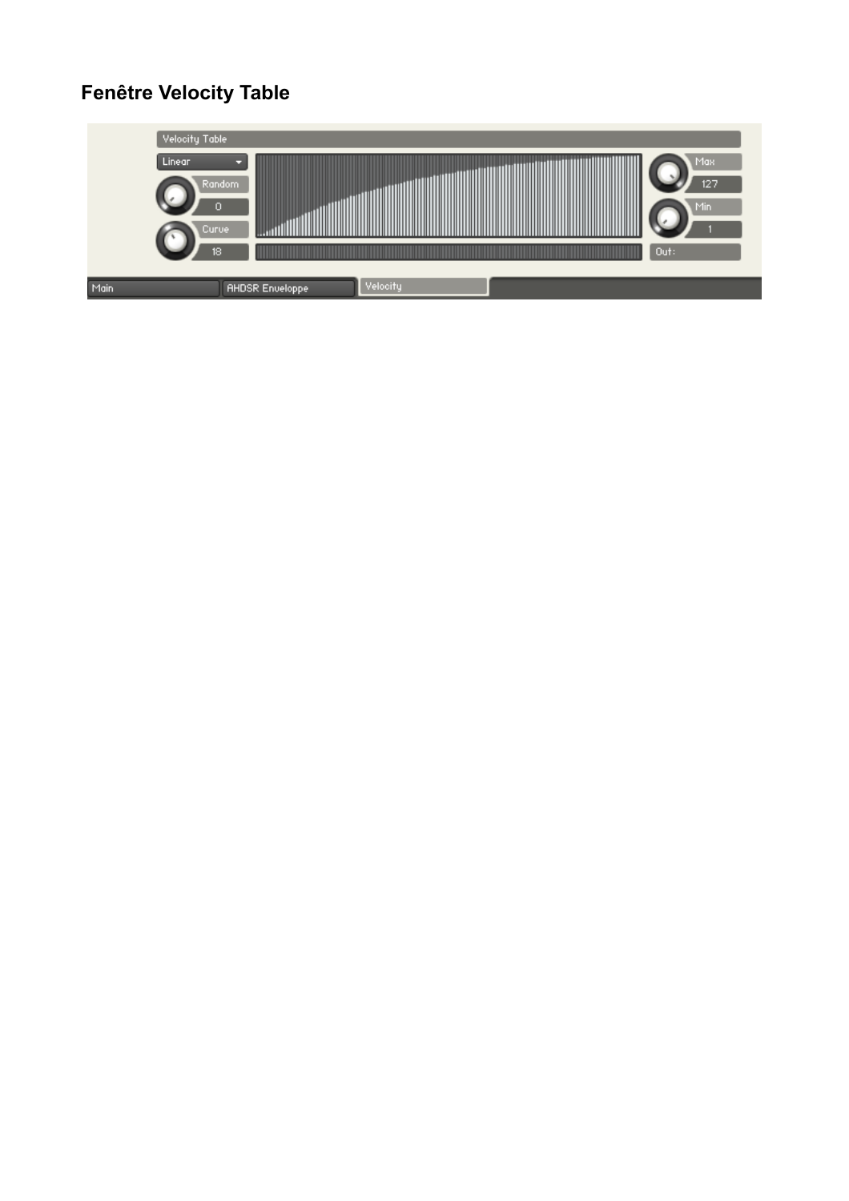## Fenêtre Velocity Table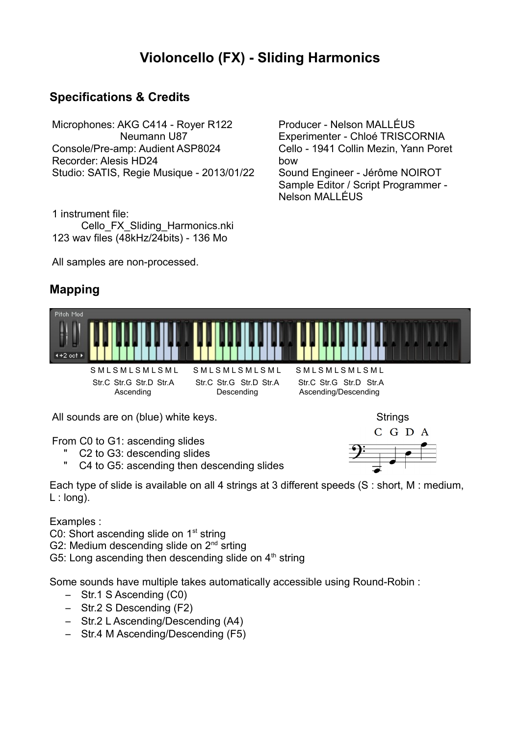# Violoncello (FX) - Sliding Harmonics

## Specifications & Credits

Microphones: AKG C414 - Royer R122
Neumann U87
Console/Pre-amp: Audient ASP8024
Recorder: Alesis HD24
Studio: SATIS, Regie Musique - 2013/01/22

Producer - Nelson MALLÉUS
Experimenter - Chloé TRISCORNIA
Cello - 1941 Collin Mezin, Yann Poret bow
Sound Engineer - Jérôme NOIROT
Sample Editor / Script Programmer - Nelson MALLÉUS

1 instrument file:
Cello_FX_Sliding_Harmonics.nki
123 wav files (48kHz/24bits) - 136 Mo

All samples are non-processed.

## Mapping

S M L S M L S M L S M L S M L S M L S M L S M L S M L S M L S M L S M L

Str.C Str.G Str.D Str.A — Ascending
Str.C Str.G Str.D Str.A — Descending
Str.C Str.G Str.D Str.A — Ascending/Descending

All sounds are on (blue) white keys.

From C0 to G1: ascending slides
" C2 to G3: descending slides
" C4 to G5: ascending then descending slides

Strings
C G D A

Each type of slide is available on all 4 strings at 3 different speeds (S : short, M : medium, L : long).

Examples :
C0: Short ascending slide on 1st string
G2: Medium descending slide on 2nd srting
G5: Long ascending then descending slide on 4th string

Some sounds have multiple takes automatically accessible using Round-Robin :

- Str.1 S Ascending (C0)
- Str.2 S Descending (F2)
- Str.2 L Ascending/Descending (A4)
- Str.4 M Ascending/Descending (F5)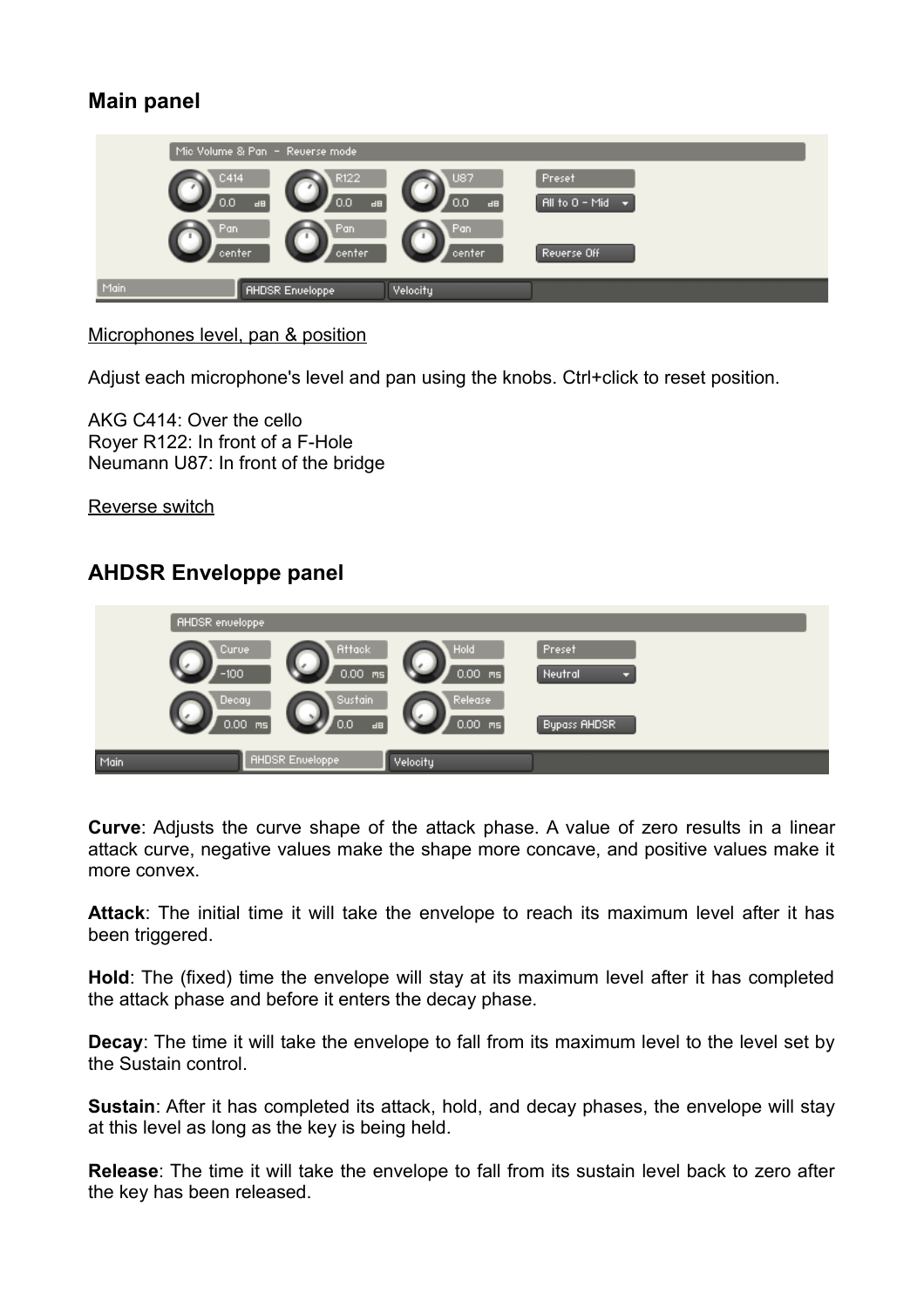## Main panel

Microphones level, pan & position

Adjust each microphone's level and pan using the knobs. Ctrl+click to reset position.

AKG C414: Over the cello
Royer R122: In front of a F-Hole
Neumann U87: In front of the bridge

Reverse switch

## AHDSR Enveloppe panel

**Curve**: Adjusts the curve shape of the attack phase. A value of zero results in a linear attack curve, negative values make the shape more concave, and positive values make it more convex.

**Attack**: The initial time it will take the envelope to reach its maximum level after it has been triggered.

**Hold**: The (fixed) time the envelope will stay at its maximum level after it has completed the attack phase and before it enters the decay phase.

**Decay**: The time it will take the envelope to fall from its maximum level to the level set by the Sustain control.

**Sustain**: After it has completed its attack, hold, and decay phases, the envelope will stay at this level as long as the key is being held.

**Release**: The time it will take the envelope to fall from its sustain level back to zero after the key has been released.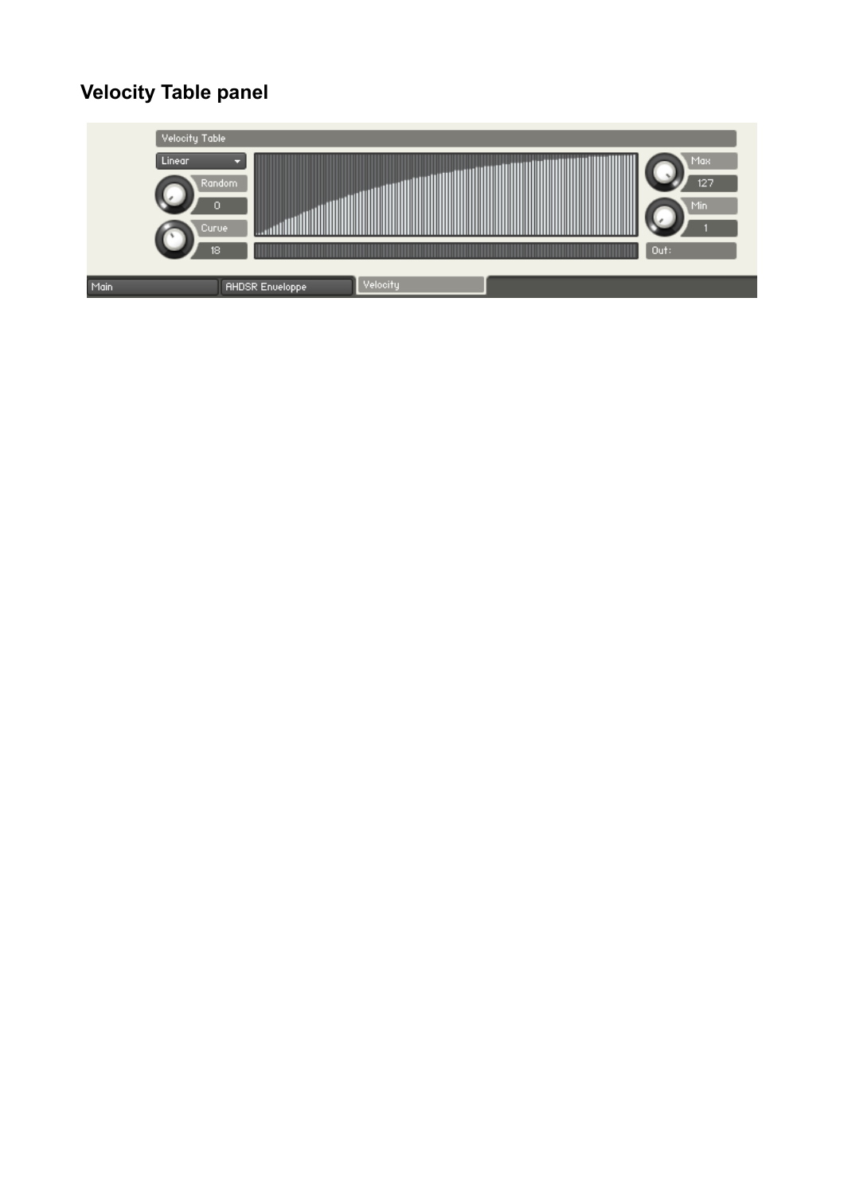## Velocity Table panel

Velocity Table

Linear

Random

0

Curve

18

Max

127

Min

1

Out:

Main

AHDSR Enveloppe

Velocity